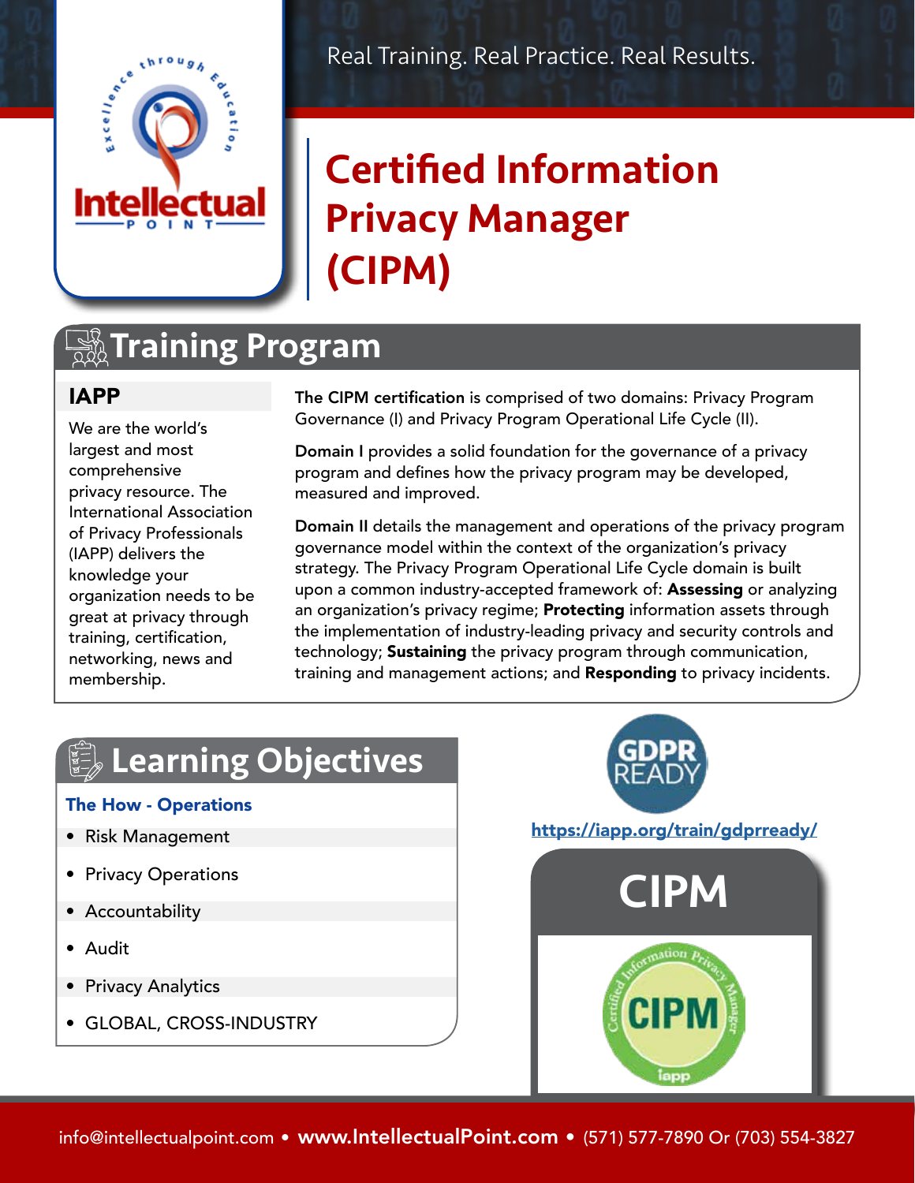Real Training. Real Practice. Real Results.

# Certified Information Privacy Manager (CIPM)

## Training Program

### IAPP

We are the world's largest and most comprehensive privacy resource. The International Association of Privacy Professionals (IAPP) delivers the knowledge your organization needs to be great at privacy through training, certification, networking, news and membership.

**The CIPM certification** is comprised of two domains: Privacy Program Governance (I) and Privacy Program Operational Life Cycle (II).

**Domain I** provides a solid foundation for the governance of a privacy program and defines how the privacy program may be developed, measured and improved.

**Domain II** details the management and operations of the privacy program governance model within the context of the organization's privacy strategy. The Privacy Program Operational Life Cycle domain is built upon a common industry-accepted framework of: **Assessing** or analyzing an organization's privacy regime; **Protecting** information assets through the implementation of industry-leading privacy and security controls and technology; **Sustaining** the privacy program through communication, training and management actions; and **Responding** to privacy incidents.

## Learning Objectives

### The How - Operations

- Risk Management
- Privacy Operations
- Accountability
- Audit
- Privacy Analytics
- GLOBAL, CROSS-INDUSTRY

GDPR READY

https://iapp.org/train/gdprready/

CIPM

info@intellectualpoint.com • **www.IntellectualPoint.com** • (571) 577-7890 Or (703) 554-3827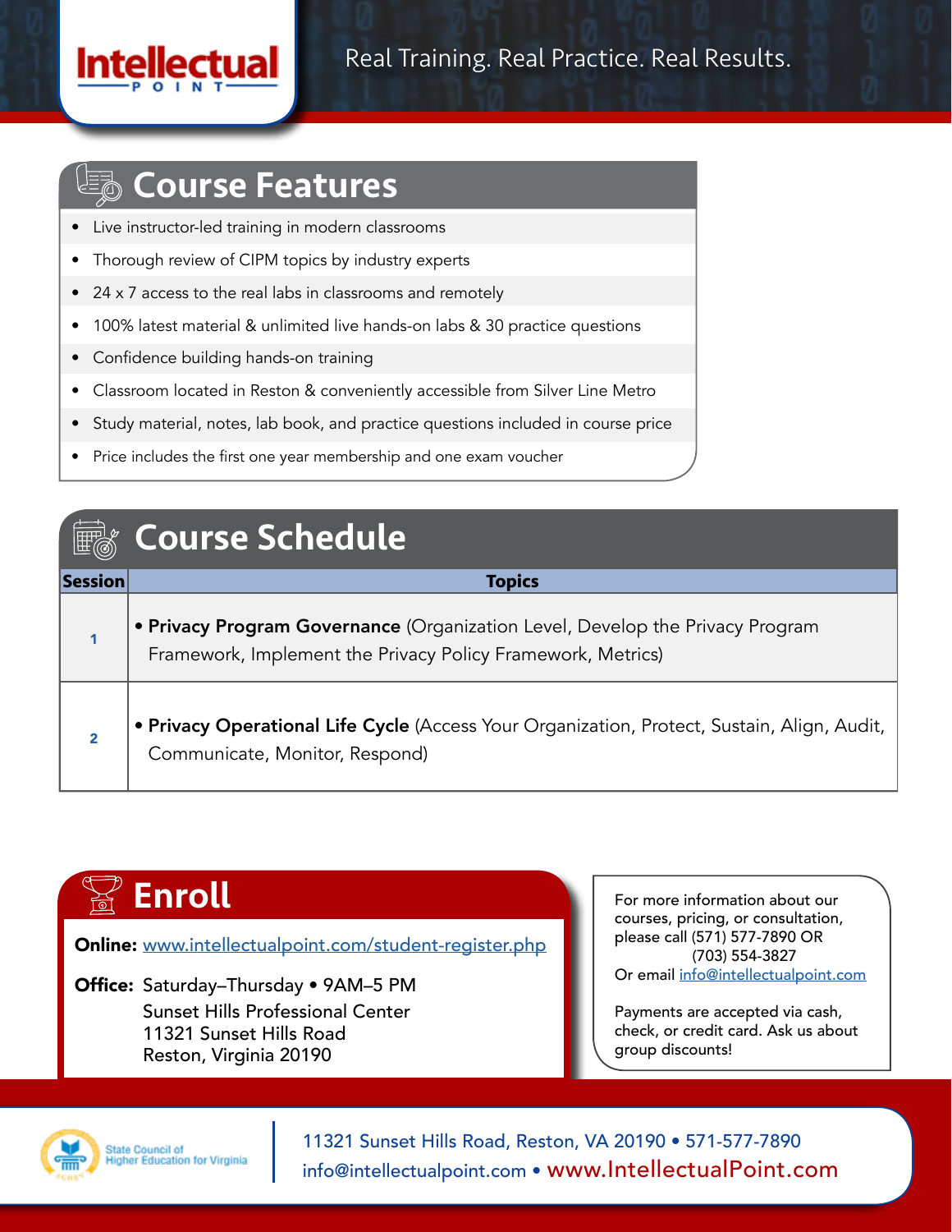Intellectual POINT

Real Training. Real Practice. Real Results.

## Course Features

- Live instructor-led training in modern classrooms
- Thorough review of CIPM topics by industry experts
- 24 x 7 access to the real labs in classrooms and remotely
- 100% latest material & unlimited live hands-on labs & 30 practice questions
- Confidence building hands-on training
- Classroom located in Reston & conveniently accessible from Silver Line Metro
- Study material, notes, lab book, and practice questions included in course price
- Price includes the first one year membership and one exam voucher

## Course Schedule

| Session | Topics |
|---|---|
| 1 | • **Privacy Program Governance** (Organization Level, Develop the Privacy Program Framework, Implement the Privacy Policy Framework, Metrics) |
| 2 | • **Privacy Operational Life Cycle** (Access Your Organization, Protect, Sustain, Align, Audit, Communicate, Monitor, Respond) |

## Enroll

**Online:** [www.intellectualpoint.com/student-register.php](www.intellectualpoint.com/student-register.php)

**Office:** Saturday–Thursday • 9AM–5 PM
Sunset Hills Professional Center
11321 Sunset Hills Road
Reston, Virginia 20190

For more information about our courses, pricing, or consultation, please call (571) 577-7890 OR (703) 554-3827
Or email [info@intellectualpoint.com](mailto:info@intellectualpoint.com)

Payments are accepted via cash, check, or credit card. Ask us about group discounts!

State Council of Higher Education for Virginia

11321 Sunset Hills Road, Reston, VA 20190 • 571-577-7890
info@intellectualpoint.com • www.IntellectualPoint.com